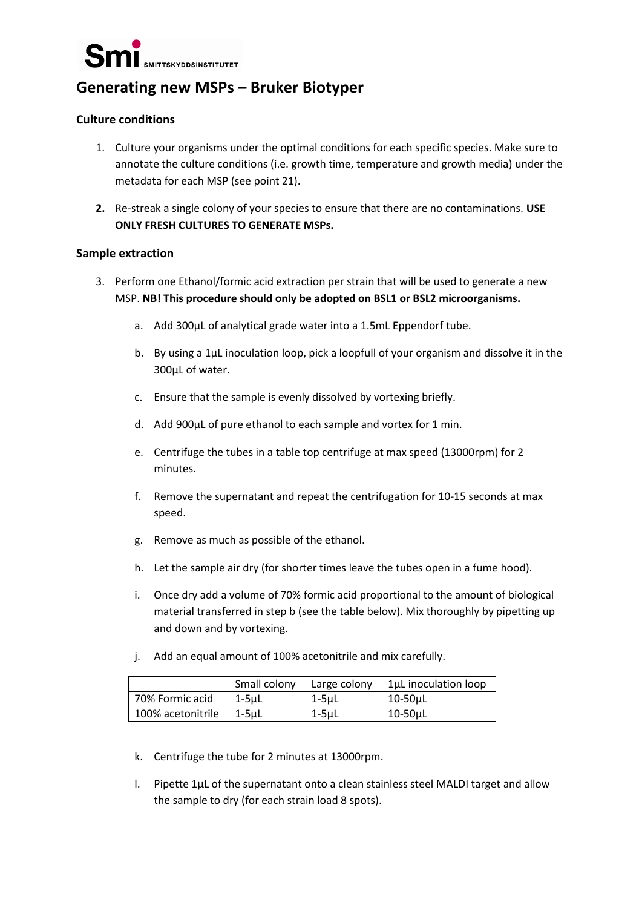Smi SMITTSKYDDSINSTITUTET

# Generating new MSPs – Bruker Biotyper

### Culture conditions

1. Culture your organisms under the optimal conditions for each specific species. Make sure to annotate the culture conditions (i.e. growth time, temperature and growth media) under the metadata for each MSP (see point 21).

2. Re-streak a single colony of your species to ensure that there are no contaminations. **USE ONLY FRESH CULTURES TO GENERATE MSPs.**

### Sample extraction

3. Perform one Ethanol/formic acid extraction per strain that will be used to generate a new MSP. **NB! This procedure should only be adopted on BSL1 or BSL2 microorganisms.**

    a. Add 300µL of analytical grade water into a 1.5mL Eppendorf tube.

    b. By using a 1µL inoculation loop, pick a loopfull of your organism and dissolve it in the 300µL of water.

    c. Ensure that the sample is evenly dissolved by vortexing briefly.

    d. Add 900µL of pure ethanol to each sample and vortex for 1 min.

    e. Centrifuge the tubes in a table top centrifuge at max speed (13000rpm) for 2 minutes.

    f. Remove the supernatant and repeat the centrifugation for 10-15 seconds at max speed.

    g. Remove as much as possible of the ethanol.

    h. Let the sample air dry (for shorter times leave the tubes open in a fume hood).

    i. Once dry add a volume of 70% formic acid proportional to the amount of biological material transferred in step b (see the table below). Mix thoroughly by pipetting up and down and by vortexing.

    j. Add an equal amount of 100% acetonitrile and mix carefully.

| | Small colony | Large colony | 1µL inoculation loop |
|---|---|---|---|
| 70% Formic acid | 1-5µL | 1-5µL | 10-50µL |
| 100% acetonitrile | 1-5µL | 1-5µL | 10-50µL |

    k. Centrifuge the tube for 2 minutes at 13000rpm.

    l. Pipette 1µL of the supernatant onto a clean stainless steel MALDI target and allow the sample to dry (for each strain load 8 spots).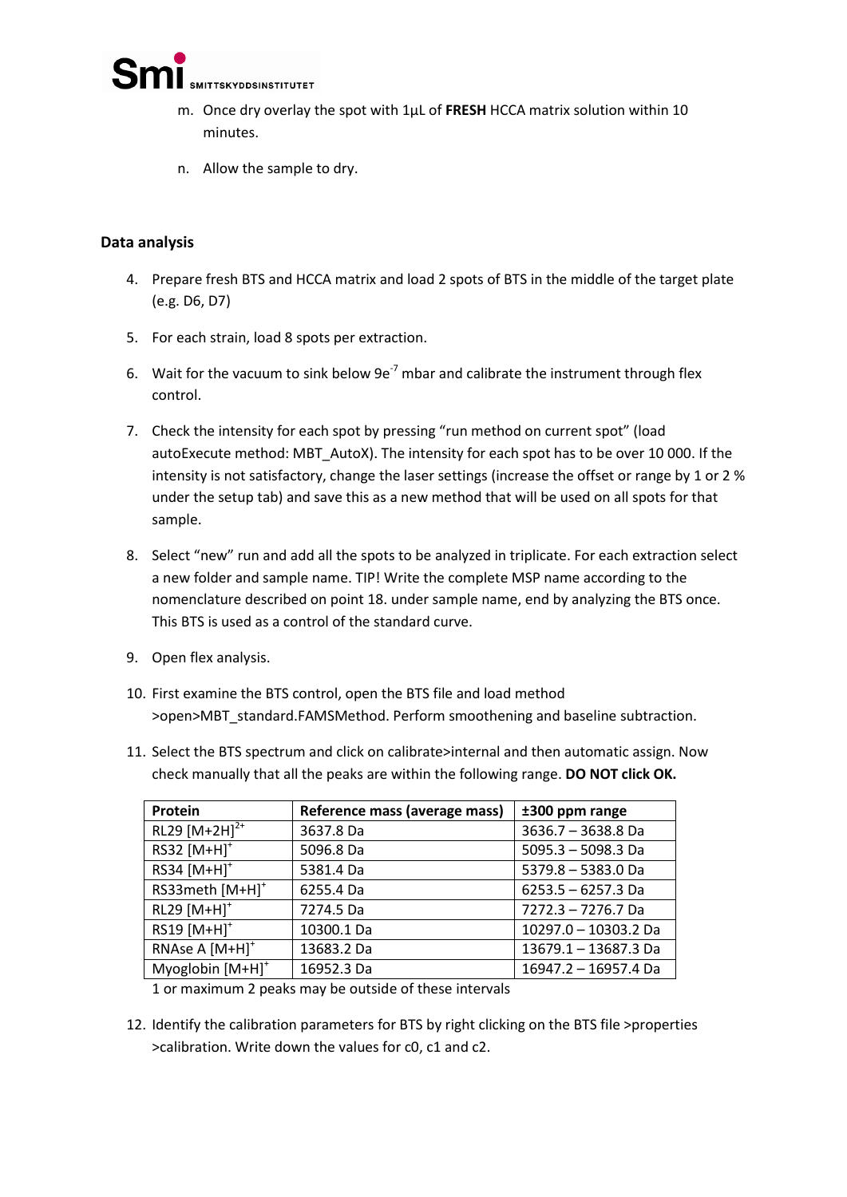m. Once dry overlay the spot with 1µL of **FRESH** HCCA matrix solution within 10 minutes.

n. Allow the sample to dry.

**Data analysis**

4. Prepare fresh BTS and HCCA matrix and load 2 spots of BTS in the middle of the target plate (e.g. D6, D7)

5. For each strain, load 8 spots per extraction.

6. Wait for the vacuum to sink below $9e^{-7}$ mbar and calibrate the instrument through flex control.

7. Check the intensity for each spot by pressing "run method on current spot" (load autoExecute method: MBT_AutoX). The intensity for each spot has to be over 10 000. If the intensity is not satisfactory, change the laser settings (increase the offset or range by 1 or 2 % under the setup tab) and save this as a new method that will be used on all spots for that sample.

8. Select "new" run and add all the spots to be analyzed in triplicate. For each extraction select a new folder and sample name. TIP! Write the complete MSP name according to the nomenclature described on point 18. under sample name, end by analyzing the BTS once. This BTS is used as a control of the standard curve.

9. Open flex analysis.

10. First examine the BTS control, open the BTS file and load method >open>MBT_standard.FAMSMethod. Perform smoothening and baseline subtraction.

11. Select the BTS spectrum and click on calibrate>internal and then automatic assign. Now check manually that all the peaks are within the following range. **DO NOT click OK.**

| Protein | Reference mass (average mass) | ±300 ppm range |
|---|---|---|
| RL29 $[M+2H]^{2+}$ | 3637.8 Da | 3636.7 – 3638.8 Da |
| RS32 $[M+H]^{+}$ | 5096.8 Da | 5095.3 – 5098.3 Da |
| RS34 $[M+H]^{+}$ | 5381.4 Da | 5379.8 – 5383.0 Da |
| RS33meth $[M+H]^{+}$ | 6255.4 Da | 6253.5 – 6257.3 Da |
| RL29 $[M+H]^{+}$ | 7274.5 Da | 7272.3 – 7276.7 Da |
| RS19 $[M+H]^{+}$ | 10300.1 Da | 10297.0 – 10303.2 Da |
| RNAse A $[M+H]^{+}$ | 13683.2 Da | 13679.1 – 13687.3 Da |
| Myoglobin $[M+H]^{+}$ | 16952.3 Da | 16947.2 – 16957.4 Da |

1 or maximum 2 peaks may be outside of these intervals

12. Identify the calibration parameters for BTS by right clicking on the BTS file >properties >calibration. Write down the values for c0, c1 and c2.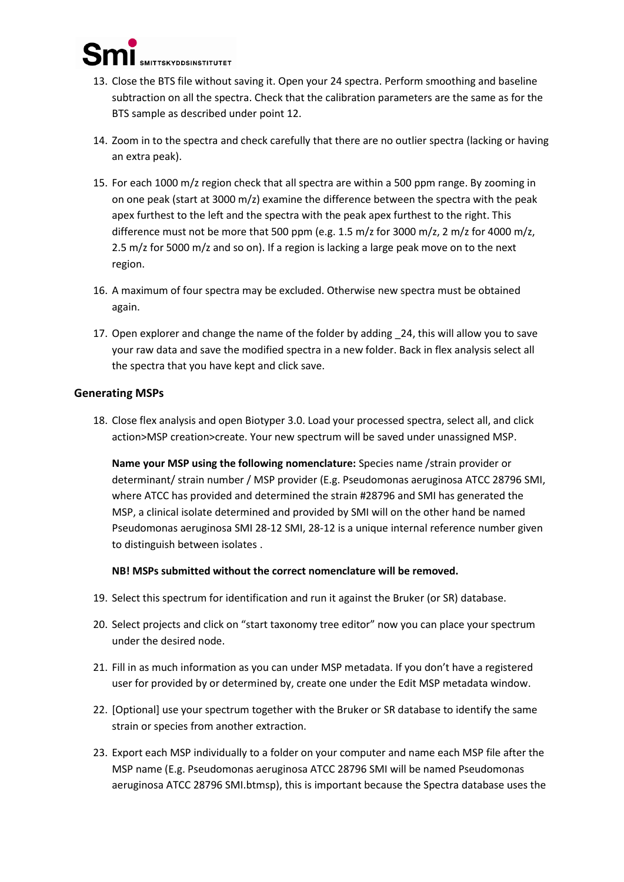13. Close the BTS file without saving it. Open your 24 spectra. Perform smoothing and baseline subtraction on all the spectra. Check that the calibration parameters are the same as for the BTS sample as described under point 12.

14. Zoom in to the spectra and check carefully that there are no outlier spectra (lacking or having an extra peak).

15. For each 1000 m/z region check that all spectra are within a 500 ppm range. By zooming in on one peak (start at 3000 m/z) examine the difference between the spectra with the peak apex furthest to the left and the spectra with the peak apex furthest to the right. This difference must not be more that 500 ppm (e.g. 1.5 m/z for 3000 m/z, 2 m/z for 4000 m/z, 2.5 m/z for 5000 m/z and so on). If a region is lacking a large peak move on to the next region.

16. A maximum of four spectra may be excluded. Otherwise new spectra must be obtained again.

17. Open explorer and change the name of the folder by adding _24, this will allow you to save your raw data and save the modified spectra in a new folder. Back in flex analysis select all the spectra that you have kept and click save.

### Generating MSPs

18. Close flex analysis and open Biotyper 3.0. Load your processed spectra, select all, and click action>MSP creation>create. Your new spectrum will be saved under unassigned MSP.

    **Name your MSP using the following nomenclature:** Species name /strain provider or determinant/ strain number / MSP provider (E.g. Pseudomonas aeruginosa ATCC 28796 SMI, where ATCC has provided and determined the strain #28796 and SMI has generated the MSP, a clinical isolate determined and provided by SMI will on the other hand be named Pseudomonas aeruginosa SMI 28-12 SMI, 28-12 is a unique internal reference number given to distinguish between isolates .

    **NB! MSPs submitted without the correct nomenclature will be removed.**

19. Select this spectrum for identification and run it against the Bruker (or SR) database.

20. Select projects and click on "start taxonomy tree editor" now you can place your spectrum under the desired node.

21. Fill in as much information as you can under MSP metadata. If you don't have a registered user for provided by or determined by, create one under the Edit MSP metadata window.

22. [Optional] use your spectrum together with the Bruker or SR database to identify the same strain or species from another extraction.

23. Export each MSP individually to a folder on your computer and name each MSP file after the MSP name (E.g. Pseudomonas aeruginosa ATCC 28796 SMI will be named Pseudomonas aeruginosa ATCC 28796 SMI.btmsp), this is important because the Spectra database uses the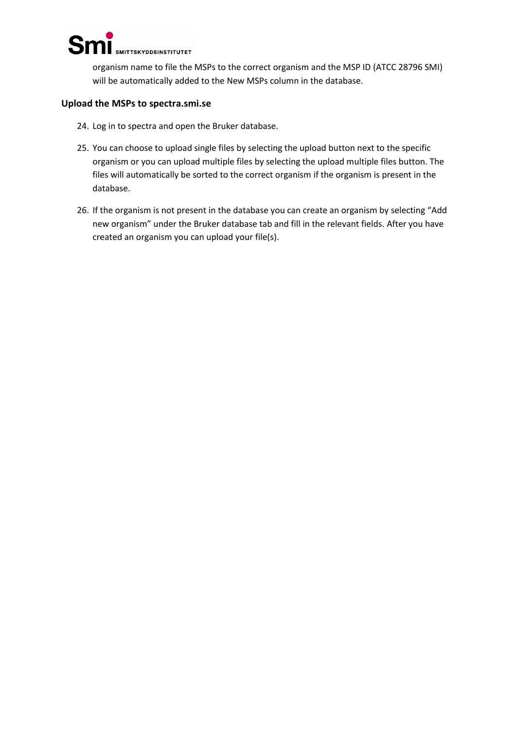organism name to file the MSPs to the correct organism and the MSP ID (ATCC 28796 SMI) will be automatically added to the New MSPs column in the database.

**Upload the MSPs to spectra.smi.se**

24. Log in to spectra and open the Bruker database.
25. You can choose to upload single files by selecting the upload button next to the specific organism or you can upload multiple files by selecting the upload multiple files button. The files will automatically be sorted to the correct organism if the organism is present in the database.
26. If the organism is not present in the database you can create an organism by selecting "Add new organism" under the Bruker database tab and fill in the relevant fields. After you have created an organism you can upload your file(s).